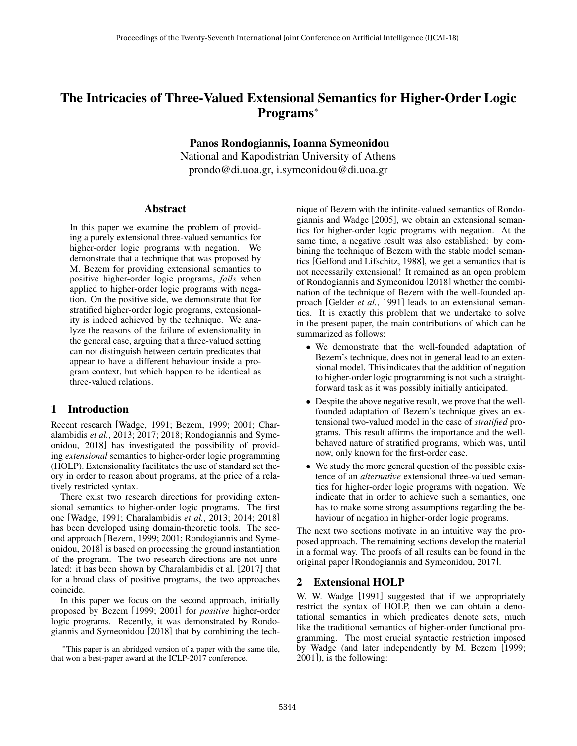# The Intricacies of Three-Valued Extensional Semantics for Higher-Order Logic Programs*

**Panos Rondogiannis, Ioanna Symeonidou**
National and Kapodistrian University of Athens
prondo@di.uoa.gr, i.symeonidou@di.uoa.gr

## Abstract

In this paper we examine the problem of providing a purely extensional three-valued semantics for higher-order logic programs with negation. We demonstrate that a technique that was proposed by M. Bezem for providing extensional semantics to positive higher-order logic programs, *fails* when applied to higher-order logic programs with negation. On the positive side, we demonstrate that for stratified higher-order logic programs, extensionality is indeed achieved by the technique. We analyze the reasons of the failure of extensionality in the general case, arguing that a three-valued setting can not distinguish between certain predicates that appear to have a different behaviour inside a program context, but which happen to be identical as three-valued relations.

## 1 Introduction

Recent research [Wadge, 1991; Bezem, 1999; 2001; Charalambidis *et al.*, 2013; 2017; 2018; Rondogiannis and Symeonidou, 2018] has investigated the possibility of providing *extensional* semantics to higher-order logic programming (HOLP). Extensionality facilitates the use of standard set theory in order to reason about programs, at the price of a relatively restricted syntax.

There exist two research directions for providing extensional semantics to higher-order logic programs. The first one [Wadge, 1991; Charalambidis *et al.*, 2013; 2014; 2018] has been developed using domain-theoretic tools. The second approach [Bezem, 1999; 2001; Rondogiannis and Symeonidou, 2018] is based on processing the ground instantiation of the program. The two research directions are not unrelated: it has been shown by Charalambidis et al. [2017] that for a broad class of positive programs, the two approaches coincide.

In this paper we focus on the second approach, initially proposed by Bezem [1999; 2001] for *positive* higher-order logic programs. Recently, it was demonstrated by Rondogiannis and Symeonidou [2018] that by combining the technique of Bezem with the infinite-valued semantics of Rondogiannis and Wadge [2005], we obtain an extensional semantics for higher-order logic programs with negation. At the same time, a negative result was also established: by combining the technique of Bezem with the stable model semantics [Gelfond and Lifschitz, 1988], we get a semantics that is not necessarily extensional! It remained as an open problem of Rondogiannis and Symeonidou [2018] whether the combination of the technique of Bezem with the well-founded approach [Gelder *et al.*, 1991] leads to an extensional semantics. It is exactly this problem that we undertake to solve in the present paper, the main contributions of which can be summarized as follows:

- We demonstrate that the well-founded adaptation of Bezem's technique, does not in general lead to an extensional model. This indicates that the addition of negation to higher-order logic programming is not such a straightforward task as it was possibly initially anticipated.
- Despite the above negative result, we prove that the well-founded adaptation of Bezem's technique gives an extensional two-valued model in the case of *stratified* programs. This result affirms the importance and the well-behaved nature of stratified programs, which was, until now, only known for the first-order case.
- We study the more general question of the possible existence of an *alternative* extensional three-valued semantics for higher-order logic programs with negation. We indicate that in order to achieve such a semantics, one has to make some strong assumptions regarding the behaviour of negation in higher-order logic programs.

The next two sections motivate in an intuitive way the proposed approach. The remaining sections develop the material in a formal way. The proofs of all results can be found in the original paper [Rondogiannis and Symeonidou, 2017].

## 2 Extensional HOLP

W. W. Wadge [1991] suggested that if we appropriately restrict the syntax of HOLP, then we can obtain a denotational semantics in which predicates denote sets, much like the traditional semantics of higher-order functional programming. The most crucial syntactic restriction imposed by Wadge (and later independently by M. Bezem [1999; 2001]), is the following:

*This paper is an abridged version of a paper with the same tile, that won a best-paper award at the ICLP-2017 conference.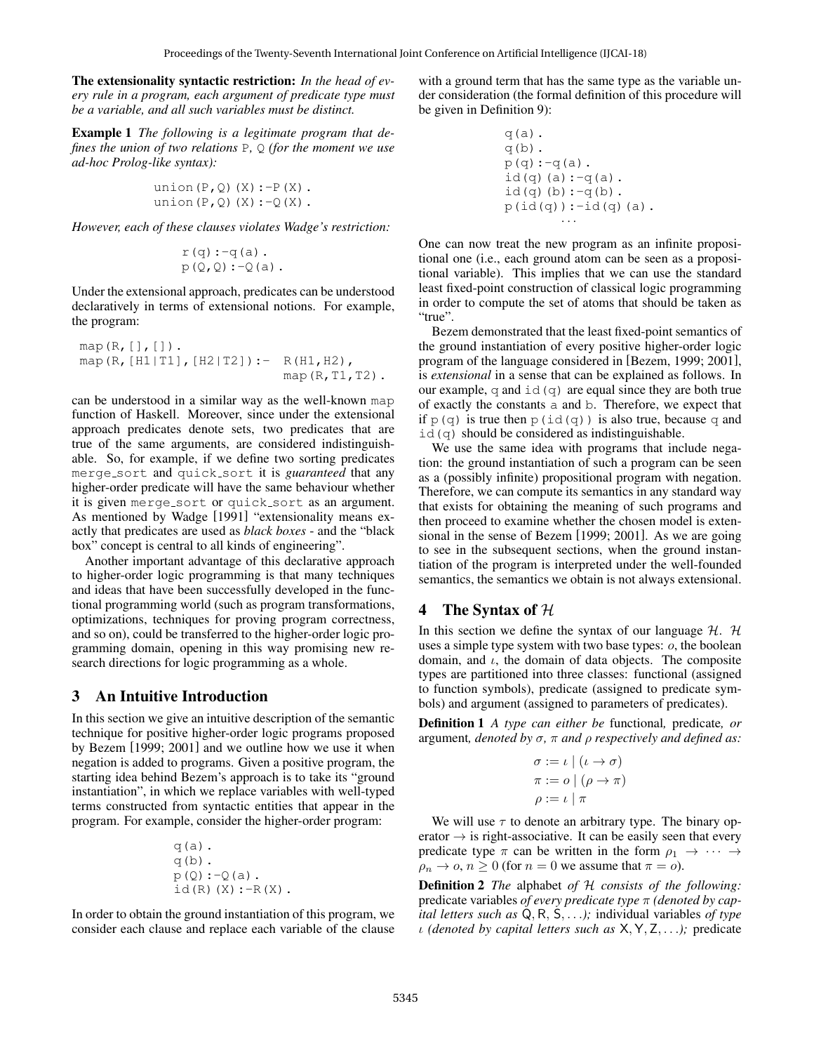**The extensionality syntactic restriction:** *In the head of every rule in a program, each argument of predicate type must be a variable, and all such variables must be distinct.*

**Example 1** *The following is a legitimate program that defines the union of two relations* P, Q *(for the moment we use ad-hoc Prolog-like syntax):*

```
union(P,Q)(X):-P(X).
union(P,Q)(X):-Q(X).
```

*However, each of these clauses violates Wadge's restriction:*

```
r(q):-q(a).
p(Q,Q):-Q(a).
```

Under the extensional approach, predicates can be understood declaratively in terms of extensional notions. For example, the program:

```
map(R,[],[]).
map(R,[H1|T1],[H2|T2]):-  R(H1,H2),
                          map(R,T1,T2).
```

can be understood in a similar way as the well-known map function of Haskell. Moreover, since under the extensional approach predicates denote sets, two predicates that are true of the same arguments, are considered indistinguishable. So, for example, if we define two sorting predicates merge_sort and quick_sort it is *guaranteed* that any higher-order predicate will have the same behaviour whether it is given merge_sort or quick_sort as an argument. As mentioned by Wadge [1991] "extensionality means exactly that predicates are used as *black boxes* - and the "black box" concept is central to all kinds of engineering".

Another important advantage of this declarative approach to higher-order logic programming is that many techniques and ideas that have been successfully developed in the functional programming world (such as program transformations, optimizations, techniques for proving program correctness, and so on), could be transferred to the higher-order logic programming domain, opening in this way promising new research directions for logic programming as a whole.

## 3 An Intuitive Introduction

In this section we give an intuitive description of the semantic technique for positive higher-order logic programs proposed by Bezem [1999; 2001] and we outline how we use it when negation is added to programs. Given a positive program, the starting idea behind Bezem's approach is to take its "ground instantiation", in which we replace variables with well-typed terms constructed from syntactic entities that appear in the program. For example, consider the higher-order program:

```
q(a).
q(b).
p(Q):-Q(a).
id(R)(X):-R(X).
```

In order to obtain the ground instantiation of this program, we consider each clause and replace each variable of the clause with a ground term that has the same type as the variable under consideration (the formal definition of this procedure will be given in Definition 9):

```
q(a).
q(b).
p(q):-q(a).
id(q)(a):-q(a).
id(q)(b):-q(b).
p(id(q)):-id(q)(a).
      ...
```

One can now treat the new program as an infinite propositional one (i.e., each ground atom can be seen as a propositional variable). This implies that we can use the standard least fixed-point construction of classical logic programming in order to compute the set of atoms that should be taken as "true".

Bezem demonstrated that the least fixed-point semantics of the ground instantiation of every positive higher-order logic program of the language considered in [Bezem, 1999; 2001], is *extensional* in a sense that can be explained as follows. In our example, q and id(q) are equal since they are both true of exactly the constants a and b. Therefore, we expect that if p(q) is true then p(id(q)) is also true, because q and id(q) should be considered as indistinguishable.

We use the same idea with programs that include negation: the ground instantiation of such a program can be seen as a (possibly infinite) propositional program with negation. Therefore, we can compute its semantics in any standard way that exists for obtaining the meaning of such programs and then proceed to examine whether the chosen model is extensional in the sense of Bezem [1999; 2001]. As we are going to see in the subsequent sections, when the ground instantiation of the program is interpreted under the well-founded semantics, the semantics we obtain is not always extensional.

## 4 The Syntax of $\mathcal{H}$

In this section we define the syntax of our language $\mathcal{H}$. $\mathcal{H}$ uses a simple type system with two base types: $o$, the boolean domain, and $\iota$, the domain of data objects. The composite types are partitioned into three classes: functional (assigned to function symbols), predicate (assigned to predicate symbols) and argument (assigned to parameters of predicates).

**Definition 1** *A type can either be* functional*,* predicate*, or* argument*, denoted by $\sigma$, $\pi$ and $\rho$ respectively and defined as:*

$$\sigma := \iota \mid (\iota \to \sigma)$$
$$\pi := o \mid (\rho \to \pi)$$
$$\rho := \iota \mid \pi$$

We will use $\tau$ to denote an arbitrary type. The binary operator $\to$ is right-associative. It can be easily seen that every predicate type $\pi$ can be written in the form $\rho_1 \to \cdots \to \rho_n \to o$, $n \geq 0$ (for $n = 0$ we assume that $\pi = o$).

**Definition 2** *The* alphabet *of $\mathcal{H}$ consists of the following:* predicate variables *of every predicate type $\pi$ (denoted by capital letters such as $\mathsf{Q}, \mathsf{R}, \mathsf{S}, \ldots$);* individual variables *of type $\iota$ (denoted by capital letters such as $\mathsf{X}, \mathsf{Y}, \mathsf{Z}, \ldots$);* predicate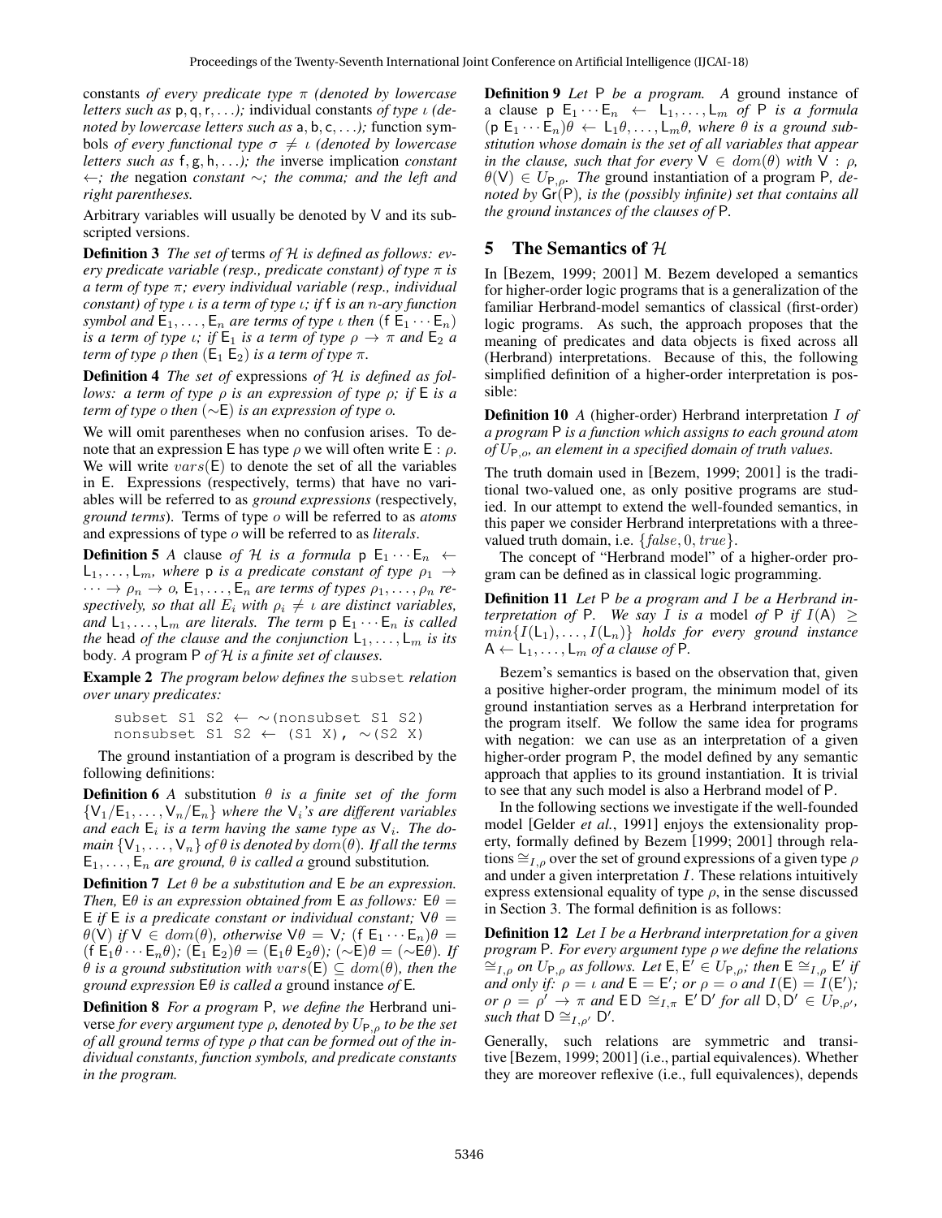constants *of every predicate type* $\pi$ *(denoted by lowercase letters such as* $\mathsf{p}, \mathsf{q}, \mathsf{r}, \ldots$*);* individual constants *of type* $\iota$ *(denoted by lowercase letters such as* $\mathsf{a}, \mathsf{b}, \mathsf{c}, \ldots$*);* function symbols *of every functional type* $\sigma \neq \iota$ *(denoted by lowercase letters such as* $\mathsf{f}, \mathsf{g}, \mathsf{h}, \ldots$*); the* inverse implication *constant* $\leftarrow$*; the* negation *constant* $\sim$*; the comma; and the left and right parentheses.*

Arbitrary variables will usually be denoted by $\mathsf{V}$ and its subscripted versions.

**Definition 3** *The set of* terms *of* $\mathcal{H}$ *is defined as follows: every predicate variable (resp., predicate constant) of type* $\pi$ *is a term of type* $\pi$*; every individual variable (resp., individual constant) of type* $\iota$ *is a term of type* $\iota$*; if* $\mathsf{f}$ *is an* $n$*-ary function symbol and* $\mathsf{E}_1, \ldots, \mathsf{E}_n$ *are terms of type* $\iota$ *then* $(\mathsf{f}\ \mathsf{E}_1 \cdots \mathsf{E}_n)$ *is a term of type* $\iota$*; if* $\mathsf{E}_1$ *is a term of type* $\rho \to \pi$ *and* $\mathsf{E}_2$ *a term of type* $\rho$ *then* $(\mathsf{E}_1\ \mathsf{E}_2)$ *is a term of type* $\pi$*.*

**Definition 4** *The set of* expressions *of* $\mathcal{H}$ *is defined as follows: a term of type* $\rho$ *is an expression of type* $\rho$*; if* $\mathsf{E}$ *is a term of type* $o$ *then* $(\sim\mathsf{E})$ *is an expression of type* $o$*.*

We will omit parentheses when no confusion arises. To denote that an expression $\mathsf{E}$ has type $\rho$ we will often write $\mathsf{E} : \rho$. We will write $vars(\mathsf{E})$ to denote the set of all the variables in $\mathsf{E}$. Expressions (respectively, terms) that have no variables will be referred to as *ground expressions* (respectively, *ground terms*). Terms of type $o$ will be referred to as *atoms* and expressions of type $o$ will be referred to as *literals*.

**Definition 5** *A* clause *of* $\mathcal{H}$ *is a formula* $\mathsf{p}\ \mathsf{E}_1 \cdots \mathsf{E}_n \leftarrow \mathsf{L}_1, \ldots, \mathsf{L}_m$*, where* $\mathsf{p}$ *is a predicate constant of type* $\rho_1 \to \cdots \to \rho_n \to o$*,* $\mathsf{E}_1, \ldots, \mathsf{E}_n$ *are terms of types* $\rho_1, \ldots, \rho_n$ *respectively, so that all* $E_i$ *with* $\rho_i \neq \iota$ *are distinct variables, and* $\mathsf{L}_1, \ldots, \mathsf{L}_m$ *are literals. The term* $\mathsf{p}\ \mathsf{E}_1 \cdots \mathsf{E}_n$ *is called the* head *of the clause and the conjunction* $\mathsf{L}_1, \ldots, \mathsf{L}_m$ *is its* body*. A* program $\mathsf{P}$ *of* $\mathcal{H}$ *is a finite set of clauses.*

**Example 2** *The program below defines the* `subset` *relation over unary predicates:*

```
subset S1 S2 ← ∼(nonsubset S1 S2)
nonsubset S1 S2 ← (S1 X), ∼(S2 X)
```

The ground instantiation of a program is described by the following definitions:

**Definition 6** *A* substitution $\theta$ *is a finite set of the form* $\{\mathsf{V}_1/\mathsf{E}_1, \ldots, \mathsf{V}_n/\mathsf{E}_n\}$ *where the* $\mathsf{V}_i$*'s are different variables and each* $\mathsf{E}_i$ *is a term having the same type as* $\mathsf{V}_i$*. The domain* $\{\mathsf{V}_1, \ldots, \mathsf{V}_n\}$ *of* $\theta$ *is denoted by* $dom(\theta)$*. If all the terms* $\mathsf{E}_1, \ldots, \mathsf{E}_n$ *are ground,* $\theta$ *is called a* ground substitution*.*

**Definition 7** *Let* $\theta$ *be a substitution and* $\mathsf{E}$ *be an expression. Then,* $\mathsf{E}\theta$ *is an expression obtained from* $\mathsf{E}$ *as follows:* $\mathsf{E}\theta = \mathsf{E}$ *if* $\mathsf{E}$ *is a predicate constant or individual constant;* $\mathsf{V}\theta = \theta(\mathsf{V})$ *if* $\mathsf{V} \in dom(\theta)$*, otherwise* $\mathsf{V}\theta = \mathsf{V}$*;* $(\mathsf{f}\ \mathsf{E}_1 \cdots \mathsf{E}_n)\theta = (\mathsf{f}\ \mathsf{E}_1\theta \cdots \mathsf{E}_n\theta)$*;* $(\mathsf{E}_1\ \mathsf{E}_2)\theta = (\mathsf{E}_1\theta\ \mathsf{E}_2\theta)$*;* $(\sim\mathsf{E})\theta = (\sim\mathsf{E}\theta)$*. If* $\theta$ *is a ground substitution with* $vars(\mathsf{E}) \subseteq dom(\theta)$*, then the ground expression* $\mathsf{E}\theta$ *is called a* ground instance *of* $\mathsf{E}$*.*

**Definition 8** *For a program* $\mathsf{P}$*, we define the* Herbrand universe *for every argument type* $\rho$*, denoted by* $U_{\mathsf{P},\rho}$ *to be the set of all ground terms of type* $\rho$ *that can be formed out of the individual constants, function symbols, and predicate constants in the program.*

**Definition 9** *Let* $\mathsf{P}$ *be a program. A* ground instance *of a clause* $\mathsf{p}\ \mathsf{E}_1 \cdots \mathsf{E}_n \leftarrow \mathsf{L}_1, \ldots, \mathsf{L}_m$ *of* $\mathsf{P}$ *is a formula* $(\mathsf{p}\ \mathsf{E}_1 \cdots \mathsf{E}_n)\theta \leftarrow \mathsf{L}_1\theta, \ldots, \mathsf{L}_m\theta$*, where* $\theta$ *is a ground substitution whose domain is the set of all variables that appear in the clause, such that for every* $\mathsf{V} \in dom(\theta)$ *with* $\mathsf{V} : \rho$*,* $\theta(\mathsf{V}) \in U_{\mathsf{P},\rho}$*. The* ground instantiation *of a program* $\mathsf{P}$*, denoted by* $\mathsf{Gr}(\mathsf{P})$*, is the (possibly infinite) set that contains all the ground instances of the clauses of* $\mathsf{P}$*.*

## 5 The Semantics of $\mathcal{H}$

In [Bezem, 1999; 2001] M. Bezem developed a semantics for higher-order logic programs that is a generalization of the familiar Herbrand-model semantics of classical (first-order) logic programs. As such, the approach proposes that the meaning of predicates and data objects is fixed across all (Herbrand) interpretations. Because of this, the following simplified definition of a higher-order interpretation is possible:

**Definition 10** *A* (higher-order) Herbrand interpretation $I$ *of a program* $\mathsf{P}$ *is a function which assigns to each ground atom of* $U_{\mathsf{P},o}$*, an element in a specified domain of truth values.*

The truth domain used in [Bezem, 1999; 2001] is the traditional two-valued one, as only positive programs are studied. In our attempt to extend the well-founded semantics, in this paper we consider Herbrand interpretations with a three-valued truth domain, i.e. $\{false, 0, true\}$.

The concept of "Herbrand model" of a higher-order program can be defined as in classical logic programming.

**Definition 11** *Let* $\mathsf{P}$ *be a program and* $I$ *be a Herbrand interpretation of* $\mathsf{P}$*. We say* $I$ *is a* model *of* $\mathsf{P}$ *if* $I(\mathsf{A}) \geq min\{I(\mathsf{L}_1), \ldots, I(\mathsf{L}_n)\}$ *holds for every ground instance* $\mathsf{A} \leftarrow \mathsf{L}_1, \ldots, \mathsf{L}_m$ *of a clause of* $\mathsf{P}$*.*

Bezem's semantics is based on the observation that, given a positive higher-order program, the minimum model of its ground instantiation serves as a Herbrand interpretation for the program itself. We follow the same idea for programs with negation: we can use as an interpretation of a given higher-order program $\mathsf{P}$, the model defined by any semantic approach that applies to its ground instantiation. It is trivial to see that any such model is also a Herbrand model of $\mathsf{P}$.

In the following sections we investigate if the well-founded model [Gelder *et al.*, 1991] enjoys the extensionality property, formally defined by Bezem [1999; 2001] through relations $\cong_{I,\rho}$ over the set of ground expressions of a given type $\rho$ and under a given interpretation $I$. These relations intuitively express extensional equality of type $\rho$, in the sense discussed in Section 3. The formal definition is as follows:

**Definition 12** *Let* $I$ *be a Herbrand interpretation for a given program* $\mathsf{P}$*. For every argument type* $\rho$ *we define the relations* $\cong_{I,\rho}$ *on* $U_{\mathsf{P},\rho}$ *as follows. Let* $\mathsf{E}, \mathsf{E}' \in U_{\mathsf{P},\rho}$*; then* $\mathsf{E} \cong_{I,\rho} \mathsf{E}'$ *if and only if:* $\rho = \iota$ *and* $\mathsf{E} = \mathsf{E}'$*; or* $\rho = o$ *and* $I(\mathsf{E}) = I(\mathsf{E}')$*; or* $\rho = \rho' \to \pi$ *and* $\mathsf{E}\,\mathsf{D} \cong_{I,\pi} \mathsf{E}'\,\mathsf{D}'$ *for all* $\mathsf{D}, \mathsf{D}' \in U_{\mathsf{P},\rho'}$*, such that* $\mathsf{D} \cong_{I,\rho'} \mathsf{D}'$*.*

Generally, such relations are symmetric and transitive [Bezem, 1999; 2001] (i.e., partial equivalences). Whether they are moreover reflexive (i.e., full equivalences), depends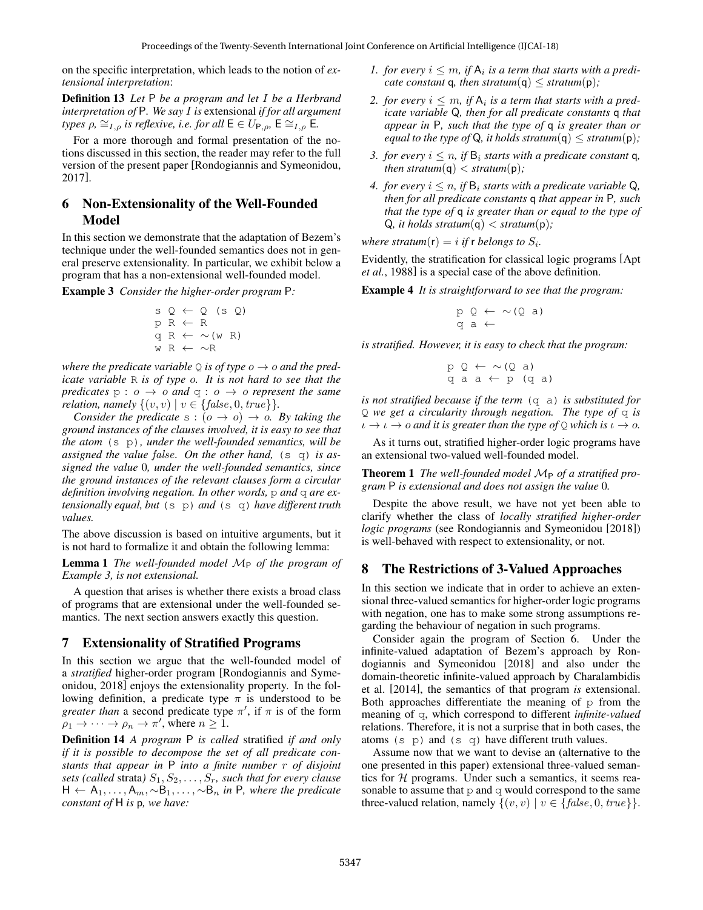on the specific interpretation, which leads to the notion of *extensional interpretation*:

**Definition 13** *Let* P *be a program and let* $I$ *be a Herbrand interpretation of* P*. We say* $I$ *is* extensional *if for all argument types* $\rho$, $\cong_{I,\rho}$ *is reflexive, i.e. for all* $\mathsf{E} \in U_{\mathsf{P},\rho}$, $\mathsf{E} \cong_{I,\rho} \mathsf{E}$.

For a more thorough and formal presentation of the notions discussed in this section, the reader may refer to the full version of the present paper [Rondogiannis and Symeonidou, 2017].

## 6 Non-Extensionality of the Well-Founded Model

In this section we demonstrate that the adaptation of Bezem's technique under the well-founded semantics does not in general preserve extensionality. In particular, we exhibit below a program that has a non-extensional well-founded model.

**Example 3** *Consider the higher-order program* P*:*

```
s Q ← Q (s Q)
p R ← R
q R ← ∼(w R)
w R ← ∼R
```

*where the predicate variable* `Q` *is of type* $o \rightarrow o$ *and the predicate variable* `R` *is of type* $o$*. It is not hard to see that the predicates* `p` : $o \rightarrow o$ *and* `q` : $o \rightarrow o$ *represent the same relation, namely* $\{(v, v) \mid v \in \{\mathit{false}, 0, \mathit{true}\}\}$.

*Consider the predicate* `s` : $(o \rightarrow o) \rightarrow o$*. By taking the ground instances of the clauses involved, it is easy to see that the atom* `(s p)`*, under the well-founded semantics, will be assigned the value* $\mathit{false}$*. On the other hand,* `(s q)` *is assigned the value* $0$*, under the well-founded semantics, since the ground instances of the relevant clauses form a circular definition involving negation. In other words,* `p` *and* `q` *are extensionally equal, but* `(s p)` *and* `(s q)` *have different truth values.*

The above discussion is based on intuitive arguments, but it is not hard to formalize it and obtain the following lemma:

**Lemma 1** *The well-founded model* $\mathcal{M}_{\mathsf{P}}$ *of the program of Example 3, is not extensional.*

A question that arises is whether there exists a broad class of programs that are extensional under the well-founded semantics. The next section answers exactly this question.

## 7 Extensionality of Stratified Programs

In this section we argue that the well-founded model of a *stratified* higher-order program [Rondogiannis and Symeonidou, 2018] enjoys the extensionality property. In the following definition, a predicate type $\pi$ is understood to be *greater than* a second predicate type $\pi'$, if $\pi$ is of the form $\rho_1 \rightarrow \cdots \rightarrow \rho_n \rightarrow \pi'$, where $n \geq 1$.

**Definition 14** *A program* P *is called* stratified *if and only if it is possible to decompose the set of all predicate constants that appear in* P *into a finite number* $r$ *of disjoint sets (called* strata*)* $S_1, S_2, \ldots, S_r$*, such that for every clause* $\mathsf{H} \leftarrow \mathsf{A}_1, \ldots, \mathsf{A}_m, \sim\mathsf{B}_1, \ldots, \sim\mathsf{B}_n$ *in* P*, where the predicate constant of* H *is* p*, we have:*

1. *for every* $i \leq m$*, if* $\mathsf{A}_i$ *is a term that starts with a predicate constant* q*, then* $\mathit{stratum}(\mathsf{q}) \leq \mathit{stratum}(\mathsf{p})$*;*
2. *for every* $i \leq m$*, if* $\mathsf{A}_i$ *is a term that starts with a predicate variable* Q*, then for all predicate constants* q *that appear in* P*, such that the type of* q *is greater than or equal to the type of* Q*, it holds* $\mathit{stratum}(\mathsf{q}) \leq \mathit{stratum}(\mathsf{p})$*;*
3. *for every* $i \leq n$*, if* $\mathsf{B}_i$ *starts with a predicate constant* q*, then* $\mathit{stratum}(\mathsf{q}) < \mathit{stratum}(\mathsf{p})$*;*
4. *for every* $i \leq n$*, if* $\mathsf{B}_i$ *starts with a predicate variable* Q*, then for all predicate constants* q *that appear in* P*, such that the type of* q *is greater than or equal to the type of* Q*, it holds* $\mathit{stratum}(\mathsf{q}) < \mathit{stratum}(\mathsf{p})$*;*

*where* $\mathit{stratum}(\mathsf{r}) = i$ *if* r *belongs to* $S_i$.

Evidently, the stratification for classical logic programs [Apt *et al.*, 1988] is a special case of the above definition.

**Example 4** *It is straightforward to see that the program:*

```
p Q ← ∼(Q a)
q a ←
```

*is stratified. However, it is easy to check that the program:*

```
p Q ← ∼(Q a)
q a a ← p (q a)
```

*is not stratified because if the term* `(q a)` *is substituted for* `Q` *we get a circularity through negation. The type of* `q` *is* $\iota \rightarrow \iota \rightarrow o$ *and it is greater than the type of* `Q` *which is* $\iota \rightarrow o$.

As it turns out, stratified higher-order logic programs have an extensional two-valued well-founded model.

**Theorem 1** *The well-founded model* $\mathcal{M}_{\mathsf{P}}$ *of a stratified program* P *is extensional and does not assign the value* $0$.

Despite the above result, we have not yet been able to clarify whether the class of *locally stratified higher-order logic programs* (see Rondogiannis and Symeonidou [2018]) is well-behaved with respect to extensionality, or not.

## 8 The Restrictions of 3-Valued Approaches

In this section we indicate that in order to achieve an extensional three-valued semantics for higher-order logic programs with negation, one has to make some strong assumptions regarding the behaviour of negation in such programs.

Consider again the program of Section 6. Under the infinite-valued adaptation of Bezem's approach by Rondogiannis and Symeonidou [2018] and also under the domain-theoretic infinite-valued approach by Charalambidis et al. [2014], the semantics of that program *is* extensional. Both approaches differentiate the meaning of `p` from the meaning of `q`, which correspond to different *infinite-valued* relations. Therefore, it is not a surprise that in both cases, the atoms `(s p)` and `(s q)` have different truth values.

Assume now that we want to devise an (alternative to the one presented in this paper) extensional three-valued semantics for $\mathcal{H}$ programs. Under such a semantics, it seems reasonable to assume that `p` and `q` would correspond to the same three-valued relation, namely $\{(v, v) \mid v \in \{\mathit{false}, 0, \mathit{true}\}\}$.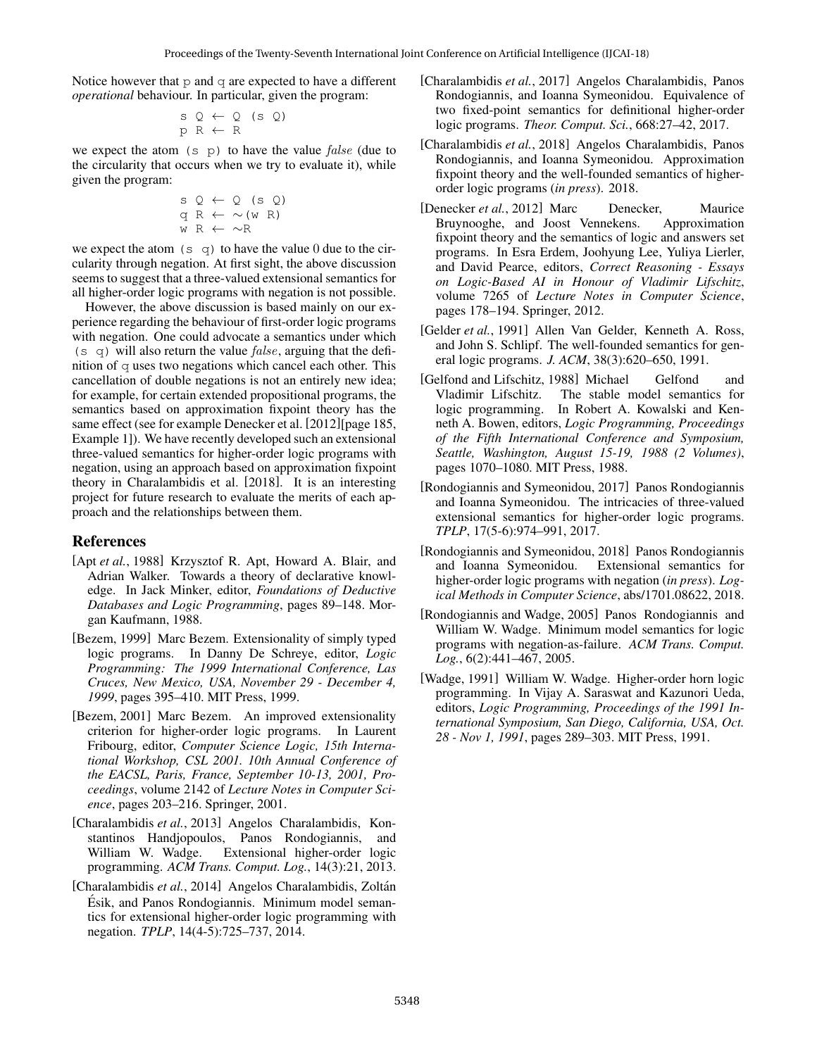Notice however that p and q are expected to have a different *operational* behaviour. In particular, given the program:

```
s Q ← Q (s Q)
p R ← R
```

we expect the atom (s p) to have the value *false* (due to the circularity that occurs when we try to evaluate it), while given the program:

```
s Q ← Q (s Q)
q R ← ∼(w R)
w R ← ∼R
```

we expect the atom (s q) to have the value 0 due to the circularity through negation. At first sight, the above discussion seems to suggest that a three-valued extensional semantics for all higher-order logic programs with negation is not possible.

However, the above discussion is based mainly on our experience regarding the behaviour of first-order logic programs with negation. One could advocate a semantics under which (s q) will also return the value *false*, arguing that the definition of q uses two negations which cancel each other. This cancellation of double negations is not an entirely new idea; for example, for certain extended propositional programs, the semantics based on approximation fixpoint theory has the same effect (see for example Denecker et al. [2012][page 185, Example 1]). We have recently developed such an extensional three-valued semantics for higher-order logic programs with negation, using an approach based on approximation fixpoint theory in Charalambidis et al. [2018]. It is an interesting project for future research to evaluate the merits of each approach and the relationships between them.

## References

[Apt *et al.*, 1988] Krzysztof R. Apt, Howard A. Blair, and Adrian Walker. Towards a theory of declarative knowledge. In Jack Minker, editor, *Foundations of Deductive Databases and Logic Programming*, pages 89–148. Morgan Kaufmann, 1988.

[Bezem, 1999] Marc Bezem. Extensionality of simply typed logic programs. In Danny De Schreye, editor, *Logic Programming: The 1999 International Conference, Las Cruces, New Mexico, USA, November 29 - December 4, 1999*, pages 395–410. MIT Press, 1999.

[Bezem, 2001] Marc Bezem. An improved extensionality criterion for higher-order logic programs. In Laurent Fribourg, editor, *Computer Science Logic, 15th International Workshop, CSL 2001. 10th Annual Conference of the EACSL, Paris, France, September 10-13, 2001, Proceedings*, volume 2142 of *Lecture Notes in Computer Science*, pages 203–216. Springer, 2001.

[Charalambidis *et al.*, 2013] Angelos Charalambidis, Konstantinos Handjopoulos, Panos Rondogiannis, and William W. Wadge. Extensional higher-order logic programming. *ACM Trans. Comput. Log.*, 14(3):21, 2013.

[Charalambidis *et al.*, 2014] Angelos Charalambidis, Zoltán Ésik, and Panos Rondogiannis. Minimum model semantics for extensional higher-order logic programming with negation. *TPLP*, 14(4-5):725–737, 2014.

[Charalambidis *et al.*, 2017] Angelos Charalambidis, Panos Rondogiannis, and Ioanna Symeonidou. Equivalence of two fixed-point semantics for definitional higher-order logic programs. *Theor. Comput. Sci.*, 668:27–42, 2017.

[Charalambidis *et al.*, 2018] Angelos Charalambidis, Panos Rondogiannis, and Ioanna Symeonidou. Approximation fixpoint theory and the well-founded semantics of higher-order logic programs (*in press*). 2018.

[Denecker *et al.*, 2012] Marc Denecker, Maurice Bruynooghe, and Joost Vennekens. Approximation fixpoint theory and the semantics of logic and answers set programs. In Esra Erdem, Joohyung Lee, Yuliya Lierler, and David Pearce, editors, *Correct Reasoning - Essays on Logic-Based AI in Honour of Vladimir Lifschitz*, volume 7265 of *Lecture Notes in Computer Science*, pages 178–194. Springer, 2012.

[Gelder *et al.*, 1991] Allen Van Gelder, Kenneth A. Ross, and John S. Schlipf. The well-founded semantics for general logic programs. *J. ACM*, 38(3):620–650, 1991.

[Gelfond and Lifschitz, 1988] Michael Gelfond and Vladimir Lifschitz. The stable model semantics for logic programming. In Robert A. Kowalski and Kenneth A. Bowen, editors, *Logic Programming, Proceedings of the Fifth International Conference and Symposium, Seattle, Washington, August 15-19, 1988 (2 Volumes)*, pages 1070–1080. MIT Press, 1988.

[Rondogiannis and Symeonidou, 2017] Panos Rondogiannis and Ioanna Symeonidou. The intricacies of three-valued extensional semantics for higher-order logic programs. *TPLP*, 17(5-6):974–991, 2017.

[Rondogiannis and Symeonidou, 2018] Panos Rondogiannis and Ioanna Symeonidou. Extensional semantics for higher-order logic programs with negation (*in press*). *Logical Methods in Computer Science*, abs/1701.08622, 2018.

[Rondogiannis and Wadge, 2005] Panos Rondogiannis and William W. Wadge. Minimum model semantics for logic programs with negation-as-failure. *ACM Trans. Comput. Log.*, 6(2):441–467, 2005.

[Wadge, 1991] William W. Wadge. Higher-order horn logic programming. In Vijay A. Saraswat and Kazunori Ueda, editors, *Logic Programming, Proceedings of the 1991 International Symposium, San Diego, California, USA, Oct. 28 - Nov 1, 1991*, pages 289–303. MIT Press, 1991.